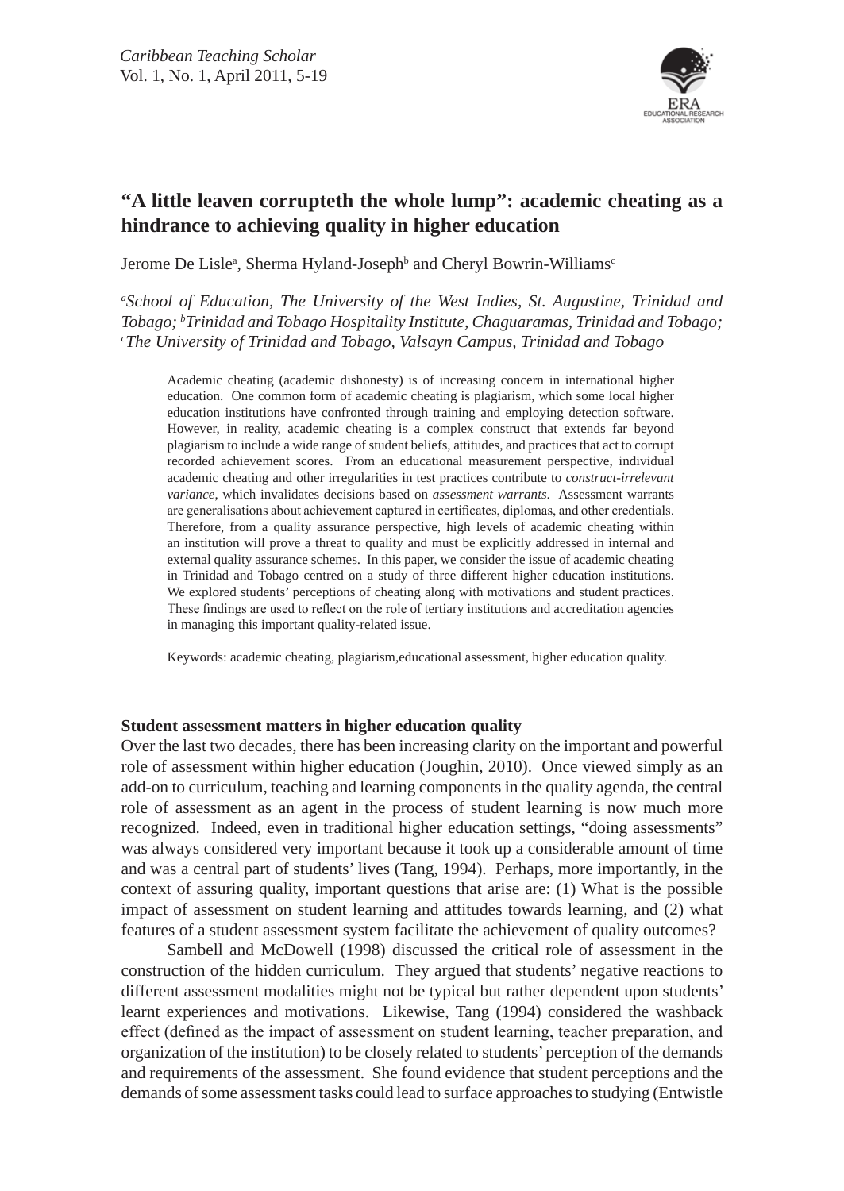# "A little leaven corrupteth the whole lump": academic cheating as a hindrance to achieving quality in higher education

Jerome De Lisle[a], Sherma Hyland-Joseph[b] and Cheryl Bowrin-Williams[c]

[a]*School of Education, The University of the West Indies, St. Augustine, Trinidad and Tobago;* [b]*Trinidad and Tobago Hospitality Institute, Chaguaramas, Trinidad and Tobago;* [c]*The University of Trinidad and Tobago, Valsayn Campus, Trinidad and Tobago*

Academic cheating (academic dishonesty) is of increasing concern in international higher education. One common form of academic cheating is plagiarism, which some local higher education institutions have confronted through training and employing detection software. However, in reality, academic cheating is a complex construct that extends far beyond plagiarism to include a wide range of student beliefs, attitudes, and practices that act to corrupt recorded achievement scores. From an educational measurement perspective, individual academic cheating and other irregularities in test practices contribute to *construct-irrelevant variance,* which invalidates decisions based on *assessment warrants.* Assessment warrants are generalisations about achievement captured in certificates, diplomas, and other credentials. Therefore, from a quality assurance perspective, high levels of academic cheating within an institution will prove a threat to quality and must be explicitly addressed in internal and external quality assurance schemes. In this paper, we consider the issue of academic cheating in Trinidad and Tobago centred on a study of three different higher education institutions. We explored students' perceptions of cheating along with motivations and student practices. These findings are used to reflect on the role of tertiary institutions and accreditation agencies in managing this important quality-related issue.

Keywords: academic cheating, plagiarism,educational assessment, higher education quality.

## Student assessment matters in higher education quality

Over the last two decades, there has been increasing clarity on the important and powerful role of assessment within higher education (Joughin, 2010). Once viewed simply as an add-on to curriculum, teaching and learning components in the quality agenda, the central role of assessment as an agent in the process of student learning is now much more recognized. Indeed, even in traditional higher education settings, "doing assessments" was always considered very important because it took up a considerable amount of time and was a central part of students' lives (Tang, 1994). Perhaps, more importantly, in the context of assuring quality, important questions that arise are: (1) What is the possible impact of assessment on student learning and attitudes towards learning, and (2) what features of a student assessment system facilitate the achievement of quality outcomes?

Sambell and McDowell (1998) discussed the critical role of assessment in the construction of the hidden curriculum. They argued that students' negative reactions to different assessment modalities might not be typical but rather dependent upon students' learnt experiences and motivations. Likewise, Tang (1994) considered the washback effect (defined as the impact of assessment on student learning, teacher preparation, and organization of the institution) to be closely related to students' perception of the demands and requirements of the assessment. She found evidence that student perceptions and the demands of some assessment tasks could lead to surface approaches to studying (Entwistle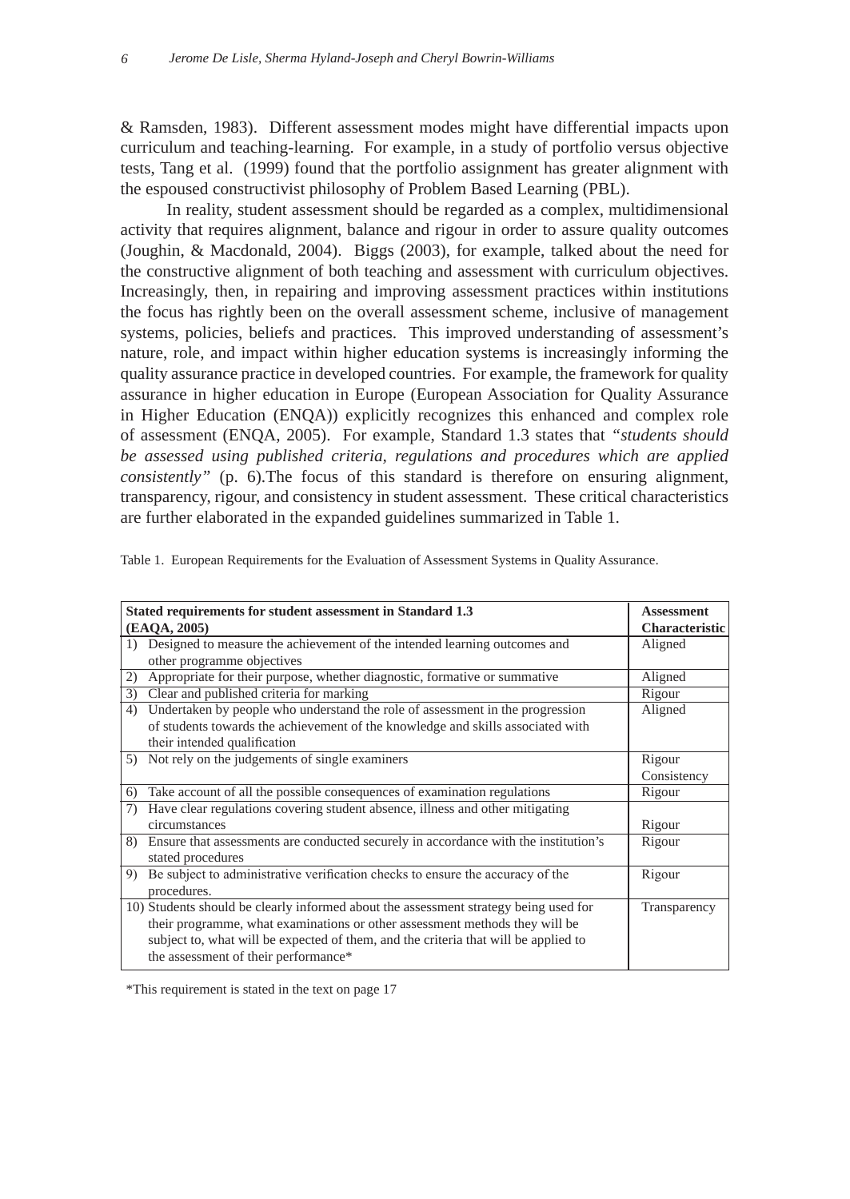& Ramsden, 1983). Different assessment modes might have differential impacts upon curriculum and teaching-learning. For example, in a study of portfolio versus objective tests, Tang et al. (1999) found that the portfolio assignment has greater alignment with the espoused constructivist philosophy of Problem Based Learning (PBL).

In reality, student assessment should be regarded as a complex, multidimensional activity that requires alignment, balance and rigour in order to assure quality outcomes (Joughin, & Macdonald, 2004). Biggs (2003), for example, talked about the need for the constructive alignment of both teaching and assessment with curriculum objectives. Increasingly, then, in repairing and improving assessment practices within institutions the focus has rightly been on the overall assessment scheme, inclusive of management systems, policies, beliefs and practices. This improved understanding of assessment's nature, role, and impact within higher education systems is increasingly informing the quality assurance practice in developed countries. For example, the framework for quality assurance in higher education in Europe (European Association for Quality Assurance in Higher Education (ENQA)) explicitly recognizes this enhanced and complex role of assessment (ENQA, 2005). For example, Standard 1.3 states that *"students should be assessed using published criteria, regulations and procedures which are applied consistently"* (p. 6).The focus of this standard is therefore on ensuring alignment, transparency, rigour, and consistency in student assessment. These critical characteristics are further elaborated in the expanded guidelines summarized in Table 1.

Table 1. European Requirements for the Evaluation of Assessment Systems in Quality Assurance.

| **Stated requirements for student assessment in Standard 1.3 (EAQA, 2005)** | **Assessment Characteristic** |
|---|---|
| 1) Designed to measure the achievement of the intended learning outcomes and other programme objectives | Aligned |
| 2) Appropriate for their purpose, whether diagnostic, formative or summative | Aligned |
| 3) Clear and published criteria for marking | Rigour |
| 4) Undertaken by people who understand the role of assessment in the progression of students towards the achievement of the knowledge and skills associated with their intended qualification | Aligned |
| 5) Not rely on the judgements of single examiners | Rigour Consistency |
| 6) Take account of all the possible consequences of examination regulations | Rigour |
| 7) Have clear regulations covering student absence, illness and other mitigating circumstances | Rigour |
| 8) Ensure that assessments are conducted securely in accordance with the institution's stated procedures | Rigour |
| 9) Be subject to administrative verification checks to ensure the accuracy of the procedures. | Rigour |
| 10) Students should be clearly informed about the assessment strategy being used for their programme, what examinations or other assessment methods they will be subject to, what will be expected of them, and the criteria that will be applied to the assessment of their performance* | Transparency |

*This requirement is stated in the text on page 17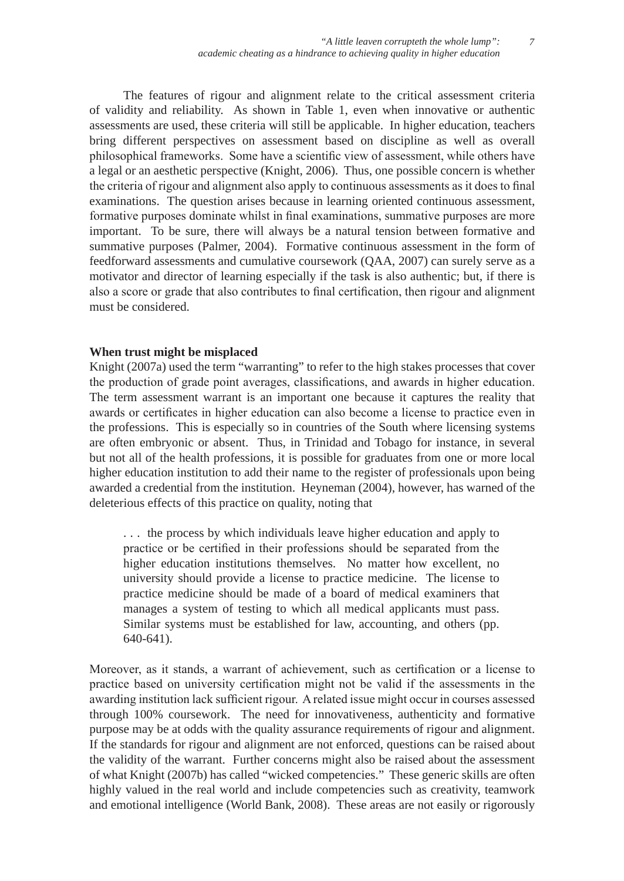The features of rigour and alignment relate to the critical assessment criteria of validity and reliability. As shown in Table 1, even when innovative or authentic assessments are used, these criteria will still be applicable. In higher education, teachers bring different perspectives on assessment based on discipline as well as overall philosophical frameworks. Some have a scientific view of assessment, while others have a legal or an aesthetic perspective (Knight, 2006). Thus, one possible concern is whether the criteria of rigour and alignment also apply to continuous assessments as it does to final examinations. The question arises because in learning oriented continuous assessment, formative purposes dominate whilst in final examinations, summative purposes are more important. To be sure, there will always be a natural tension between formative and summative purposes (Palmer, 2004). Formative continuous assessment in the form of feedforward assessments and cumulative coursework (QAA, 2007) can surely serve as a motivator and director of learning especially if the task is also authentic; but, if there is also a score or grade that also contributes to final certification, then rigour and alignment must be considered.

**When trust might be misplaced**

Knight (2007a) used the term "warranting" to refer to the high stakes processes that cover the production of grade point averages, classifications, and awards in higher education. The term assessment warrant is an important one because it captures the reality that awards or certificates in higher education can also become a license to practice even in the professions. This is especially so in countries of the South where licensing systems are often embryonic or absent. Thus, in Trinidad and Tobago for instance, in several but not all of the health professions, it is possible for graduates from one or more local higher education institution to add their name to the register of professionals upon being awarded a credential from the institution. Heyneman (2004), however, has warned of the deleterious effects of this practice on quality, noting that

> . . . the process by which individuals leave higher education and apply to practice or be certified in their professions should be separated from the higher education institutions themselves. No matter how excellent, no university should provide a license to practice medicine. The license to practice medicine should be made of a board of medical examiners that manages a system of testing to which all medical applicants must pass. Similar systems must be established for law, accounting, and others (pp. 640-641).

Moreover, as it stands, a warrant of achievement, such as certification or a license to practice based on university certification might not be valid if the assessments in the awarding institution lack sufficient rigour. A related issue might occur in courses assessed through 100% coursework. The need for innovativeness, authenticity and formative purpose may be at odds with the quality assurance requirements of rigour and alignment. If the standards for rigour and alignment are not enforced, questions can be raised about the validity of the warrant. Further concerns might also be raised about the assessment of what Knight (2007b) has called "wicked competencies." These generic skills are often highly valued in the real world and include competencies such as creativity, teamwork and emotional intelligence (World Bank, 2008). These areas are not easily or rigorously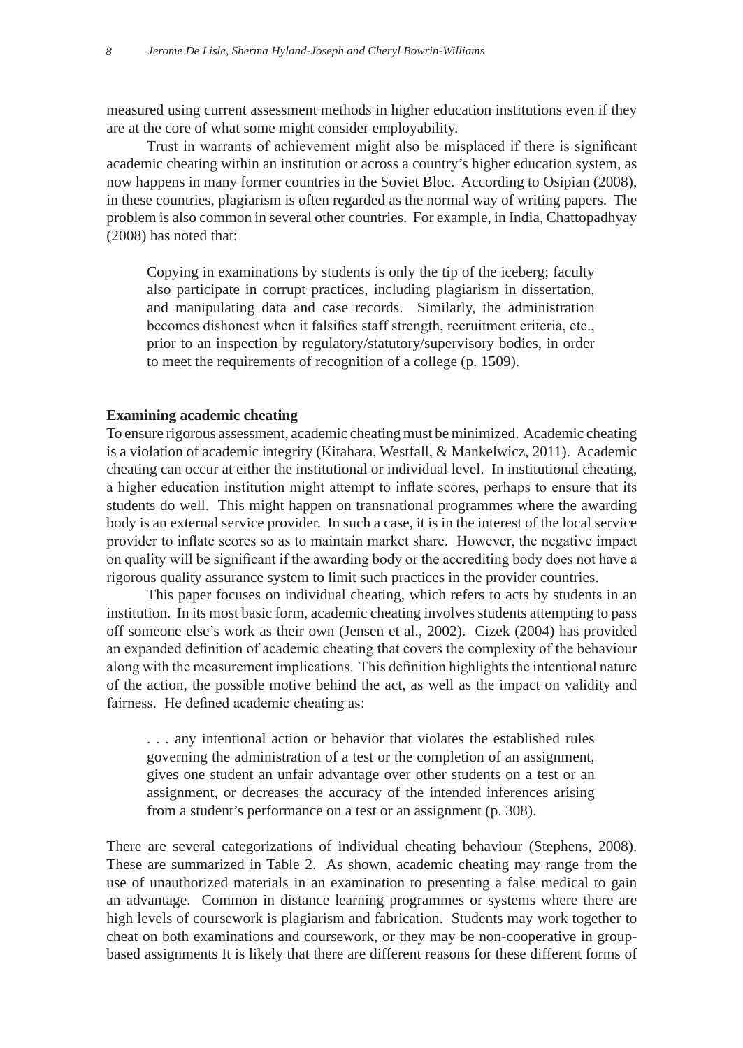measured using current assessment methods in higher education institutions even if they are at the core of what some might consider employability.

Trust in warrants of achievement might also be misplaced if there is significant academic cheating within an institution or across a country's higher education system, as now happens in many former countries in the Soviet Bloc. According to Osipian (2008), in these countries, plagiarism is often regarded as the normal way of writing papers. The problem is also common in several other countries. For example, in India, Chattopadhyay (2008) has noted that:

> Copying in examinations by students is only the tip of the iceberg; faculty also participate in corrupt practices, including plagiarism in dissertation, and manipulating data and case records. Similarly, the administration becomes dishonest when it falsifies staff strength, recruitment criteria, etc., prior to an inspection by regulatory/statutory/supervisory bodies, in order to meet the requirements of recognition of a college (p. 1509).

**Examining academic cheating**

To ensure rigorous assessment, academic cheating must be minimized. Academic cheating is a violation of academic integrity (Kitahara, Westfall, & Mankelwicz, 2011). Academic cheating can occur at either the institutional or individual level. In institutional cheating, a higher education institution might attempt to inflate scores, perhaps to ensure that its students do well. This might happen on transnational programmes where the awarding body is an external service provider. In such a case, it is in the interest of the local service provider to inflate scores so as to maintain market share. However, the negative impact on quality will be significant if the awarding body or the accrediting body does not have a rigorous quality assurance system to limit such practices in the provider countries.

This paper focuses on individual cheating, which refers to acts by students in an institution. In its most basic form, academic cheating involves students attempting to pass off someone else's work as their own (Jensen et al., 2002). Cizek (2004) has provided an expanded definition of academic cheating that covers the complexity of the behaviour along with the measurement implications. This definition highlights the intentional nature of the action, the possible motive behind the act, as well as the impact on validity and fairness. He defined academic cheating as:

> . . . any intentional action or behavior that violates the established rules governing the administration of a test or the completion of an assignment, gives one student an unfair advantage over other students on a test or an assignment, or decreases the accuracy of the intended inferences arising from a student's performance on a test or an assignment (p. 308).

There are several categorizations of individual cheating behaviour (Stephens, 2008). These are summarized in Table 2. As shown, academic cheating may range from the use of unauthorized materials in an examination to presenting a false medical to gain an advantage. Common in distance learning programmes or systems where there are high levels of coursework is plagiarism and fabrication. Students may work together to cheat on both examinations and coursework, or they may be non-cooperative in group-based assignments It is likely that there are different reasons for these different forms of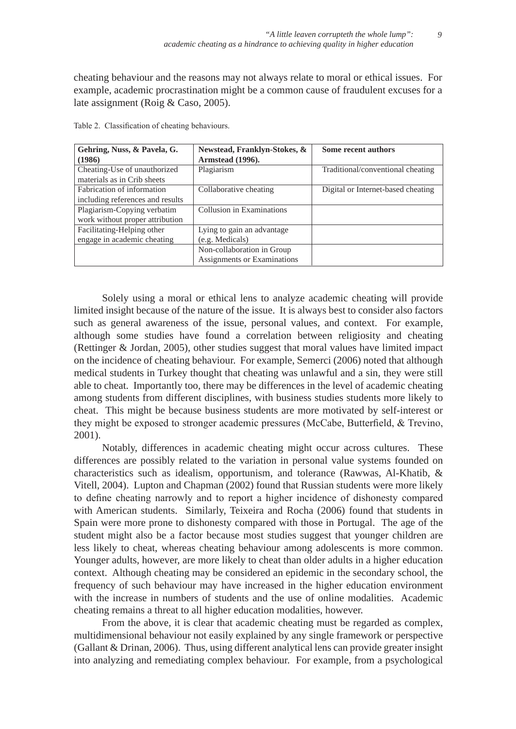cheating behaviour and the reasons may not always relate to moral or ethical issues. For example, academic procrastination might be a common cause of fraudulent excuses for a late assignment (Roig & Caso, 2005).

Table 2. Classification of cheating behaviours.

| **Gehring, Nuss, & Pavela, G. (1986)** | **Newstead, Franklyn-Stokes, & Armstead (1996).** | **Some recent authors** |
|---|---|---|
| Cheating-Use of unauthorized materials as in Crib sheets | Plagiarism | Traditional/conventional cheating |
| Fabrication of information including references and results | Collaborative cheating | Digital or Internet-based cheating |
| Plagiarism-Copying verbatim work without proper attribution | Collusion in Examinations | |
| Facilitating-Helping other engage in academic cheating | Lying to gain an advantage (e.g. Medicals) | |
| | Non-collaboration in Group Assignments or Examinations | |

Solely using a moral or ethical lens to analyze academic cheating will provide limited insight because of the nature of the issue. It is always best to consider also factors such as general awareness of the issue, personal values, and context. For example, although some studies have found a correlation between religiosity and cheating (Rettinger & Jordan, 2005), other studies suggest that moral values have limited impact on the incidence of cheating behaviour. For example, Semerci (2006) noted that although medical students in Turkey thought that cheating was unlawful and a sin, they were still able to cheat. Importantly too, there may be differences in the level of academic cheating among students from different disciplines, with business studies students more likely to cheat. This might be because business students are more motivated by self-interest or they might be exposed to stronger academic pressures (McCabe, Butterfield, & Trevino, 2001).

Notably, differences in academic cheating might occur across cultures. These differences are possibly related to the variation in personal value systems founded on characteristics such as idealism, opportunism, and tolerance (Rawwas, Al-Khatib, & Vitell, 2004). Lupton and Chapman (2002) found that Russian students were more likely to define cheating narrowly and to report a higher incidence of dishonesty compared with American students. Similarly, Teixeira and Rocha (2006) found that students in Spain were more prone to dishonesty compared with those in Portugal. The age of the student might also be a factor because most studies suggest that younger children are less likely to cheat, whereas cheating behaviour among adolescents is more common. Younger adults, however, are more likely to cheat than older adults in a higher education context. Although cheating may be considered an epidemic in the secondary school, the frequency of such behaviour may have increased in the higher education environment with the increase in numbers of students and the use of online modalities. Academic cheating remains a threat to all higher education modalities, however.

From the above, it is clear that academic cheating must be regarded as complex, multidimensional behaviour not easily explained by any single framework or perspective (Gallant & Drinan, 2006). Thus, using different analytical lens can provide greater insight into analyzing and remediating complex behaviour. For example, from a psychological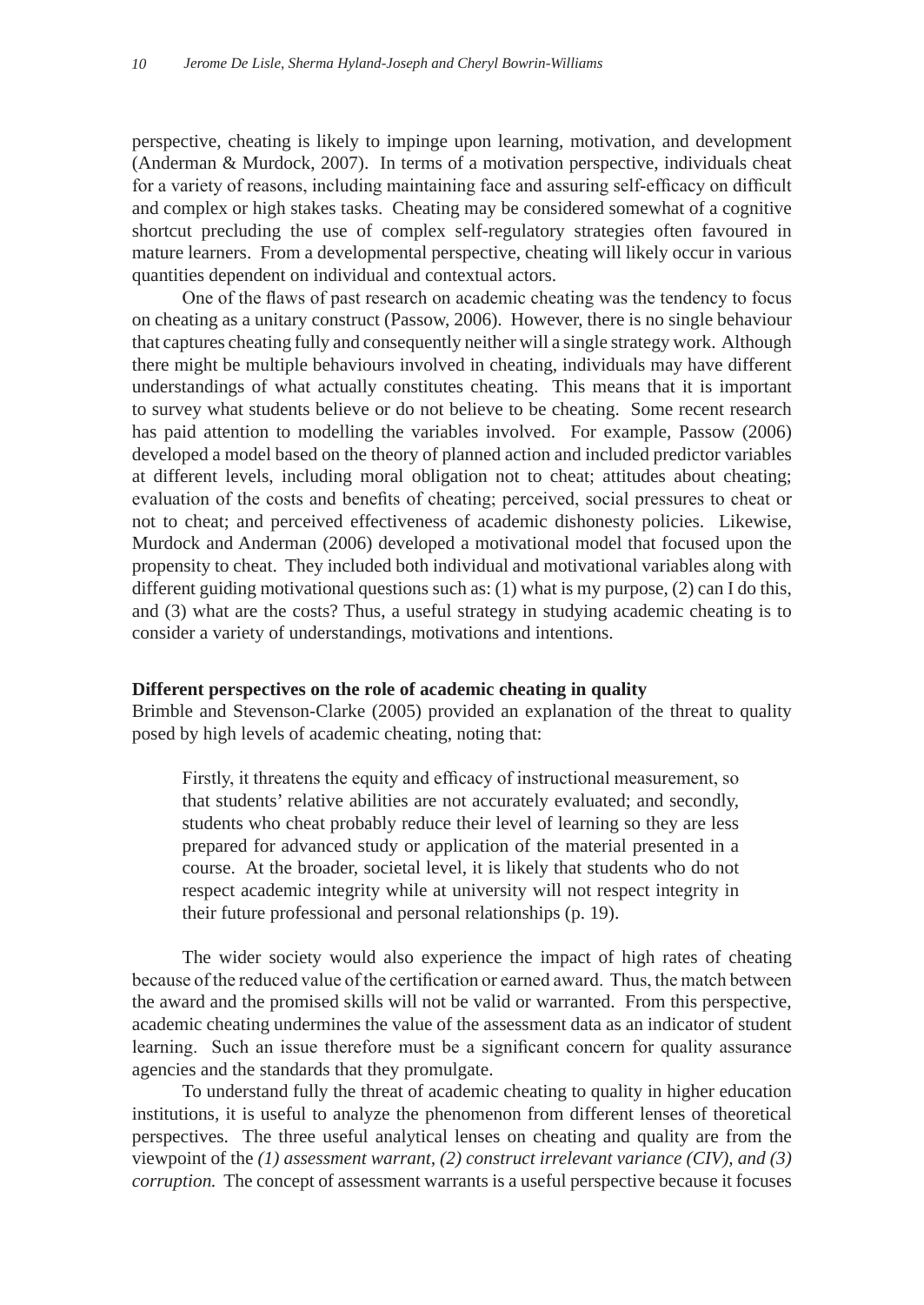perspective, cheating is likely to impinge upon learning, motivation, and development (Anderman & Murdock, 2007). In terms of a motivation perspective, individuals cheat for a variety of reasons, including maintaining face and assuring self-efficacy on difficult and complex or high stakes tasks. Cheating may be considered somewhat of a cognitive shortcut precluding the use of complex self-regulatory strategies often favoured in mature learners. From a developmental perspective, cheating will likely occur in various quantities dependent on individual and contextual actors.

One of the flaws of past research on academic cheating was the tendency to focus on cheating as a unitary construct (Passow, 2006). However, there is no single behaviour that captures cheating fully and consequently neither will a single strategy work. Although there might be multiple behaviours involved in cheating, individuals may have different understandings of what actually constitutes cheating. This means that it is important to survey what students believe or do not believe to be cheating. Some recent research has paid attention to modelling the variables involved. For example, Passow (2006) developed a model based on the theory of planned action and included predictor variables at different levels, including moral obligation not to cheat; attitudes about cheating; evaluation of the costs and benefits of cheating; perceived, social pressures to cheat or not to cheat; and perceived effectiveness of academic dishonesty policies. Likewise, Murdock and Anderman (2006) developed a motivational model that focused upon the propensity to cheat. They included both individual and motivational variables along with different guiding motivational questions such as: (1) what is my purpose, (2) can I do this, and (3) what are the costs? Thus, a useful strategy in studying academic cheating is to consider a variety of understandings, motivations and intentions.

**Different perspectives on the role of academic cheating in quality**

Brimble and Stevenson-Clarke (2005) provided an explanation of the threat to quality posed by high levels of academic cheating, noting that:

> Firstly, it threatens the equity and efficacy of instructional measurement, so that students' relative abilities are not accurately evaluated; and secondly, students who cheat probably reduce their level of learning so they are less prepared for advanced study or application of the material presented in a course. At the broader, societal level, it is likely that students who do not respect academic integrity while at university will not respect integrity in their future professional and personal relationships (p. 19).

The wider society would also experience the impact of high rates of cheating because of the reduced value of the certification or earned award. Thus, the match between the award and the promised skills will not be valid or warranted. From this perspective, academic cheating undermines the value of the assessment data as an indicator of student learning. Such an issue therefore must be a significant concern for quality assurance agencies and the standards that they promulgate.

To understand fully the threat of academic cheating to quality in higher education institutions, it is useful to analyze the phenomenon from different lenses of theoretical perspectives. The three useful analytical lenses on cheating and quality are from the viewpoint of the *(1) assessment warrant, (2) construct irrelevant variance (CIV), and (3) corruption.* The concept of assessment warrants is a useful perspective because it focuses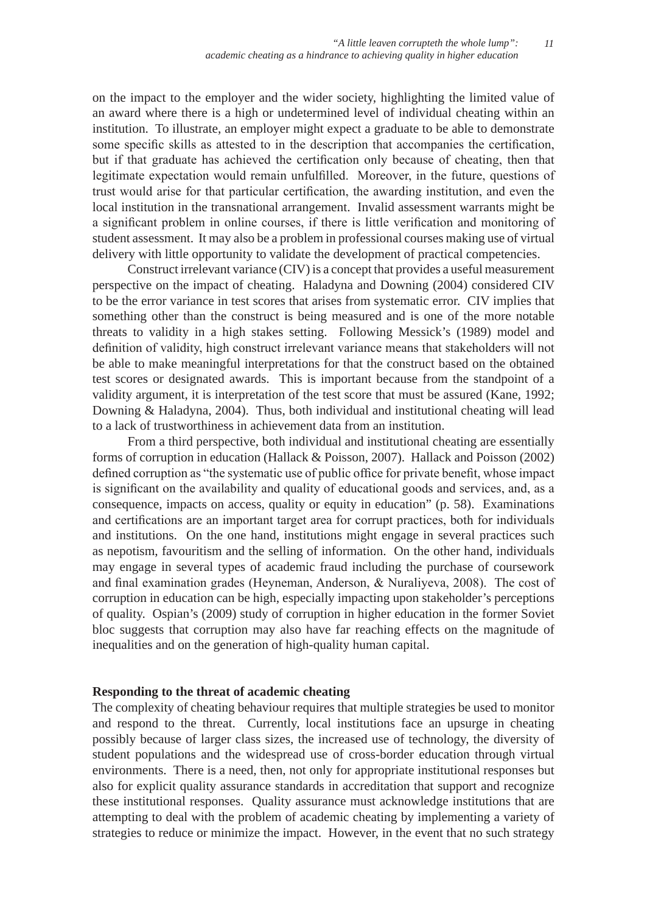on the impact to the employer and the wider society, highlighting the limited value of an award where there is a high or undetermined level of individual cheating within an institution. To illustrate, an employer might expect a graduate to be able to demonstrate some specific skills as attested to in the description that accompanies the certification, but if that graduate has achieved the certification only because of cheating, then that legitimate expectation would remain unfulfilled. Moreover, in the future, questions of trust would arise for that particular certification, the awarding institution, and even the local institution in the transnational arrangement. Invalid assessment warrants might be a significant problem in online courses, if there is little verification and monitoring of student assessment. It may also be a problem in professional courses making use of virtual delivery with little opportunity to validate the development of practical competencies.

Construct irrelevant variance (CIV) is a concept that provides a useful measurement perspective on the impact of cheating. Haladyna and Downing (2004) considered CIV to be the error variance in test scores that arises from systematic error. CIV implies that something other than the construct is being measured and is one of the more notable threats to validity in a high stakes setting. Following Messick's (1989) model and definition of validity, high construct irrelevant variance means that stakeholders will not be able to make meaningful interpretations for that the construct based on the obtained test scores or designated awards. This is important because from the standpoint of a validity argument, it is interpretation of the test score that must be assured (Kane, 1992; Downing & Haladyna, 2004). Thus, both individual and institutional cheating will lead to a lack of trustworthiness in achievement data from an institution.

From a third perspective, both individual and institutional cheating are essentially forms of corruption in education (Hallack & Poisson, 2007). Hallack and Poisson (2002) defined corruption as "the systematic use of public office for private benefit, whose impact is significant on the availability and quality of educational goods and services, and, as a consequence, impacts on access, quality or equity in education" (p. 58). Examinations and certifications are an important target area for corrupt practices, both for individuals and institutions. On the one hand, institutions might engage in several practices such as nepotism, favouritism and the selling of information. On the other hand, individuals may engage in several types of academic fraud including the purchase of coursework and final examination grades (Heyneman, Anderson, & Nuraliyeva, 2008). The cost of corruption in education can be high, especially impacting upon stakeholder's perceptions of quality. Ospian's (2009) study of corruption in higher education in the former Soviet bloc suggests that corruption may also have far reaching effects on the magnitude of inequalities and on the generation of high-quality human capital.

**Responding to the threat of academic cheating**

The complexity of cheating behaviour requires that multiple strategies be used to monitor and respond to the threat. Currently, local institutions face an upsurge in cheating possibly because of larger class sizes, the increased use of technology, the diversity of student populations and the widespread use of cross-border education through virtual environments. There is a need, then, not only for appropriate institutional responses but also for explicit quality assurance standards in accreditation that support and recognize these institutional responses. Quality assurance must acknowledge institutions that are attempting to deal with the problem of academic cheating by implementing a variety of strategies to reduce or minimize the impact. However, in the event that no such strategy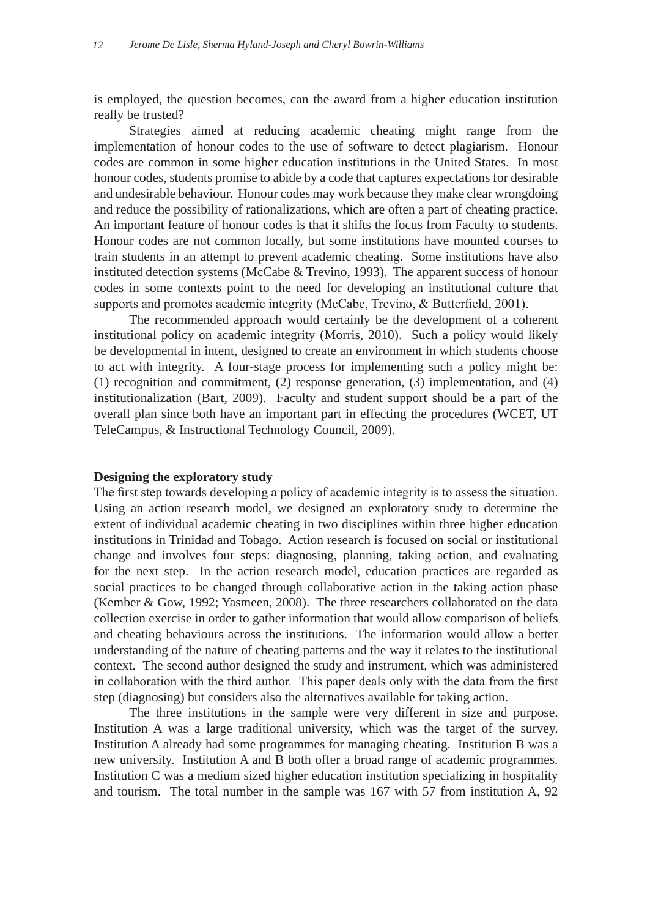is employed, the question becomes, can the award from a higher education institution really be trusted?

Strategies aimed at reducing academic cheating might range from the implementation of honour codes to the use of software to detect plagiarism. Honour codes are common in some higher education institutions in the United States. In most honour codes, students promise to abide by a code that captures expectations for desirable and undesirable behaviour. Honour codes may work because they make clear wrongdoing and reduce the possibility of rationalizations, which are often a part of cheating practice. An important feature of honour codes is that it shifts the focus from Faculty to students. Honour codes are not common locally, but some institutions have mounted courses to train students in an attempt to prevent academic cheating. Some institutions have also instituted detection systems (McCabe & Trevino, 1993). The apparent success of honour codes in some contexts point to the need for developing an institutional culture that supports and promotes academic integrity (McCabe, Trevino, & Butterfield, 2001).

The recommended approach would certainly be the development of a coherent institutional policy on academic integrity (Morris, 2010). Such a policy would likely be developmental in intent, designed to create an environment in which students choose to act with integrity. A four-stage process for implementing such a policy might be: (1) recognition and commitment, (2) response generation, (3) implementation, and (4) institutionalization (Bart, 2009). Faculty and student support should be a part of the overall plan since both have an important part in effecting the procedures (WCET, UT TeleCampus, & Instructional Technology Council, 2009).

**Designing the exploratory study**

The first step towards developing a policy of academic integrity is to assess the situation. Using an action research model, we designed an exploratory study to determine the extent of individual academic cheating in two disciplines within three higher education institutions in Trinidad and Tobago. Action research is focused on social or institutional change and involves four steps: diagnosing, planning, taking action, and evaluating for the next step. In the action research model, education practices are regarded as social practices to be changed through collaborative action in the taking action phase (Kember & Gow, 1992; Yasmeen, 2008). The three researchers collaborated on the data collection exercise in order to gather information that would allow comparison of beliefs and cheating behaviours across the institutions. The information would allow a better understanding of the nature of cheating patterns and the way it relates to the institutional context. The second author designed the study and instrument, which was administered in collaboration with the third author. This paper deals only with the data from the first step (diagnosing) but considers also the alternatives available for taking action.

The three institutions in the sample were very different in size and purpose. Institution A was a large traditional university, which was the target of the survey. Institution A already had some programmes for managing cheating. Institution B was a new university. Institution A and B both offer a broad range of academic programmes. Institution C was a medium sized higher education institution specializing in hospitality and tourism. The total number in the sample was 167 with 57 from institution A, 92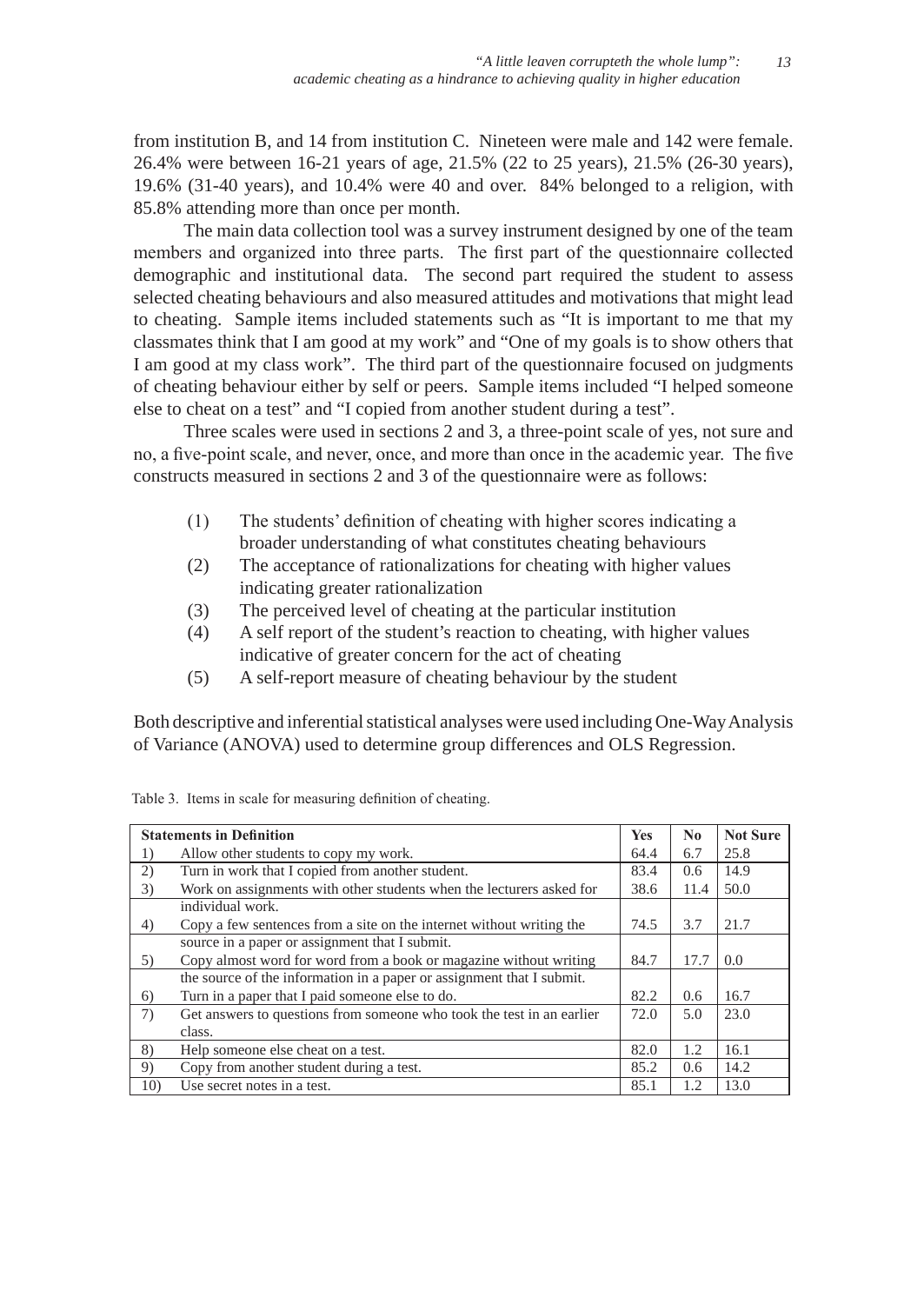from institution B, and 14 from institution C. Nineteen were male and 142 were female. 26.4% were between 16-21 years of age, 21.5% (22 to 25 years), 21.5% (26-30 years), 19.6% (31-40 years), and 10.4% were 40 and over. 84% belonged to a religion, with 85.8% attending more than once per month.

The main data collection tool was a survey instrument designed by one of the team members and organized into three parts. The first part of the questionnaire collected demographic and institutional data. The second part required the student to assess selected cheating behaviours and also measured attitudes and motivations that might lead to cheating. Sample items included statements such as "It is important to me that my classmates think that I am good at my work" and "One of my goals is to show others that I am good at my class work". The third part of the questionnaire focused on judgments of cheating behaviour either by self or peers. Sample items included "I helped someone else to cheat on a test" and "I copied from another student during a test".

Three scales were used in sections 2 and 3, a three-point scale of yes, not sure and no, a five-point scale, and never, once, and more than once in the academic year. The five constructs measured in sections 2 and 3 of the questionnaire were as follows:

(1) The students' definition of cheating with higher scores indicating a broader understanding of what constitutes cheating behaviours
(2) The acceptance of rationalizations for cheating with higher values indicating greater rationalization
(3) The perceived level of cheating at the particular institution
(4) A self report of the student's reaction to cheating, with higher values indicative of greater concern for the act of cheating
(5) A self-report measure of cheating behaviour by the student

Both descriptive and inferential statistical analyses were used including One-Way Analysis of Variance (ANOVA) used to determine group differences and OLS Regression.

Table 3. Items in scale for measuring definition of cheating.

| | **Statements in Definition** | **Yes** | **No** | **Not Sure** |
|---|---|---|---|---|
| 1) | Allow other students to copy my work. | 64.4 | 6.7 | 25.8 |
| 2) | Turn in work that I copied from another student. | 83.4 | 0.6 | 14.9 |
| 3) | Work on assignments with other students when the lecturers asked for individual work. | 38.6 | 11.4 | 50.0 |
| 4) | Copy a few sentences from a site on the internet without writing the source in a paper or assignment that I submit. | 74.5 | 3.7 | 21.7 |
| 5) | Copy almost word for word from a book or magazine without writing the source of the information in a paper or assignment that I submit. | 84.7 | 17.7 | 0.0 |
| 6) | Turn in a paper that I paid someone else to do. | 82.2 | 0.6 | 16.7 |
| 7) | Get answers to questions from someone who took the test in an earlier class. | 72.0 | 5.0 | 23.0 |
| 8) | Help someone else cheat on a test. | 82.0 | 1.2 | 16.1 |
| 9) | Copy from another student during a test. | 85.2 | 0.6 | 14.2 |
| 10) | Use secret notes in a test. | 85.1 | 1.2 | 13.0 |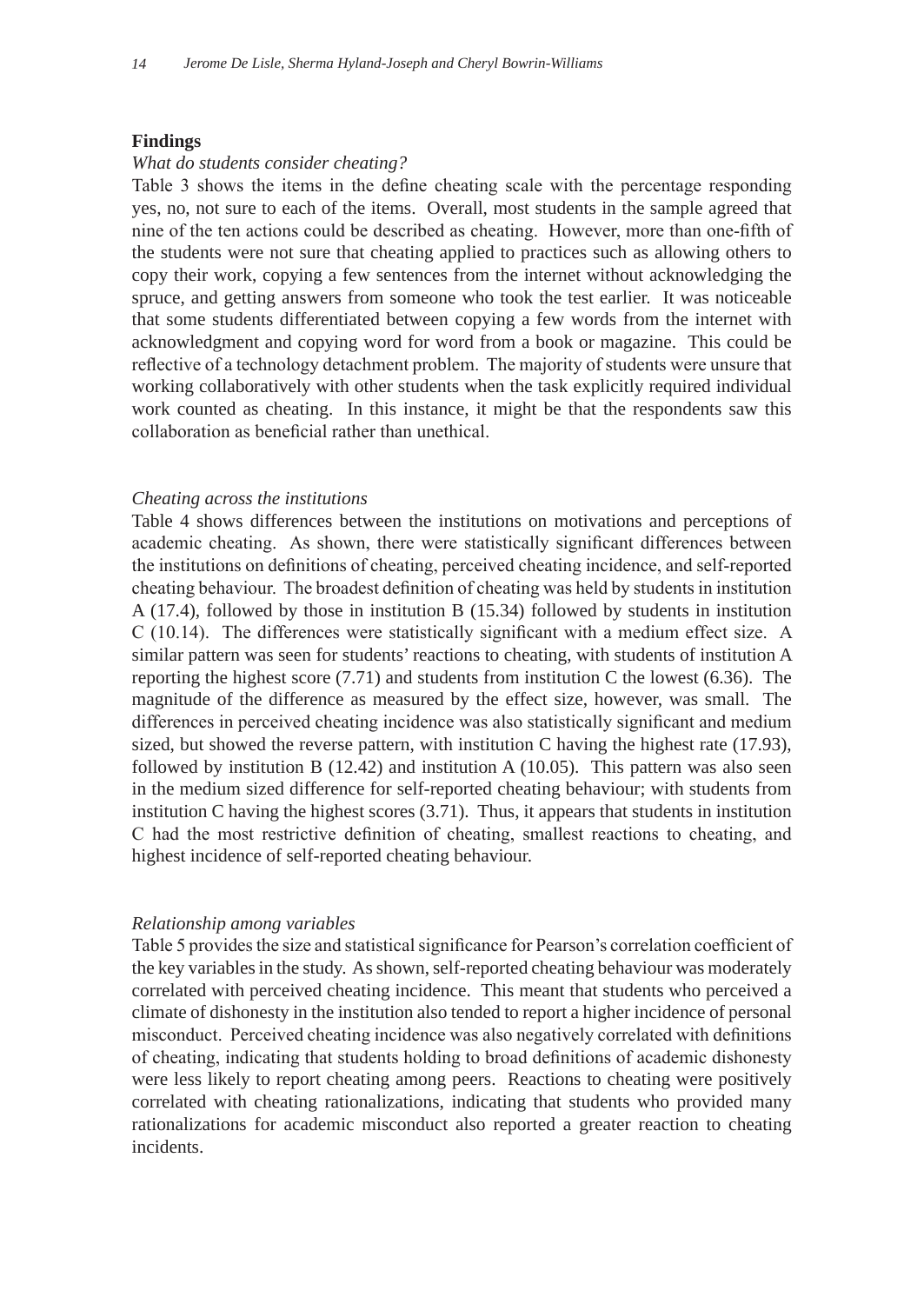## Findings

*What do students consider cheating?*

Table 3 shows the items in the define cheating scale with the percentage responding yes, no, not sure to each of the items. Overall, most students in the sample agreed that nine of the ten actions could be described as cheating. However, more than one-fifth of the students were not sure that cheating applied to practices such as allowing others to copy their work, copying a few sentences from the internet without acknowledging the spruce, and getting answers from someone who took the test earlier. It was noticeable that some students differentiated between copying a few words from the internet with acknowledgment and copying word for word from a book or magazine. This could be reflective of a technology detachment problem. The majority of students were unsure that working collaboratively with other students when the task explicitly required individual work counted as cheating. In this instance, it might be that the respondents saw this collaboration as beneficial rather than unethical.

*Cheating across the institutions*

Table 4 shows differences between the institutions on motivations and perceptions of academic cheating. As shown, there were statistically significant differences between the institutions on definitions of cheating, perceived cheating incidence, and self-reported cheating behaviour. The broadest definition of cheating was held by students in institution A (17.4), followed by those in institution B (15.34) followed by students in institution C (10.14). The differences were statistically significant with a medium effect size. A similar pattern was seen for students' reactions to cheating, with students of institution A reporting the highest score (7.71) and students from institution C the lowest (6.36). The magnitude of the difference as measured by the effect size, however, was small. The differences in perceived cheating incidence was also statistically significant and medium sized, but showed the reverse pattern, with institution C having the highest rate (17.93), followed by institution B (12.42) and institution A (10.05). This pattern was also seen in the medium sized difference for self-reported cheating behaviour; with students from institution C having the highest scores (3.71). Thus, it appears that students in institution C had the most restrictive definition of cheating, smallest reactions to cheating, and highest incidence of self-reported cheating behaviour.

*Relationship among variables*

Table 5 provides the size and statistical significance for Pearson's correlation coefficient of the key variables in the study. As shown, self-reported cheating behaviour was moderately correlated with perceived cheating incidence. This meant that students who perceived a climate of dishonesty in the institution also tended to report a higher incidence of personal misconduct. Perceived cheating incidence was also negatively correlated with definitions of cheating, indicating that students holding to broad definitions of academic dishonesty were less likely to report cheating among peers. Reactions to cheating were positively correlated with cheating rationalizations, indicating that students who provided many rationalizations for academic misconduct also reported a greater reaction to cheating incidents.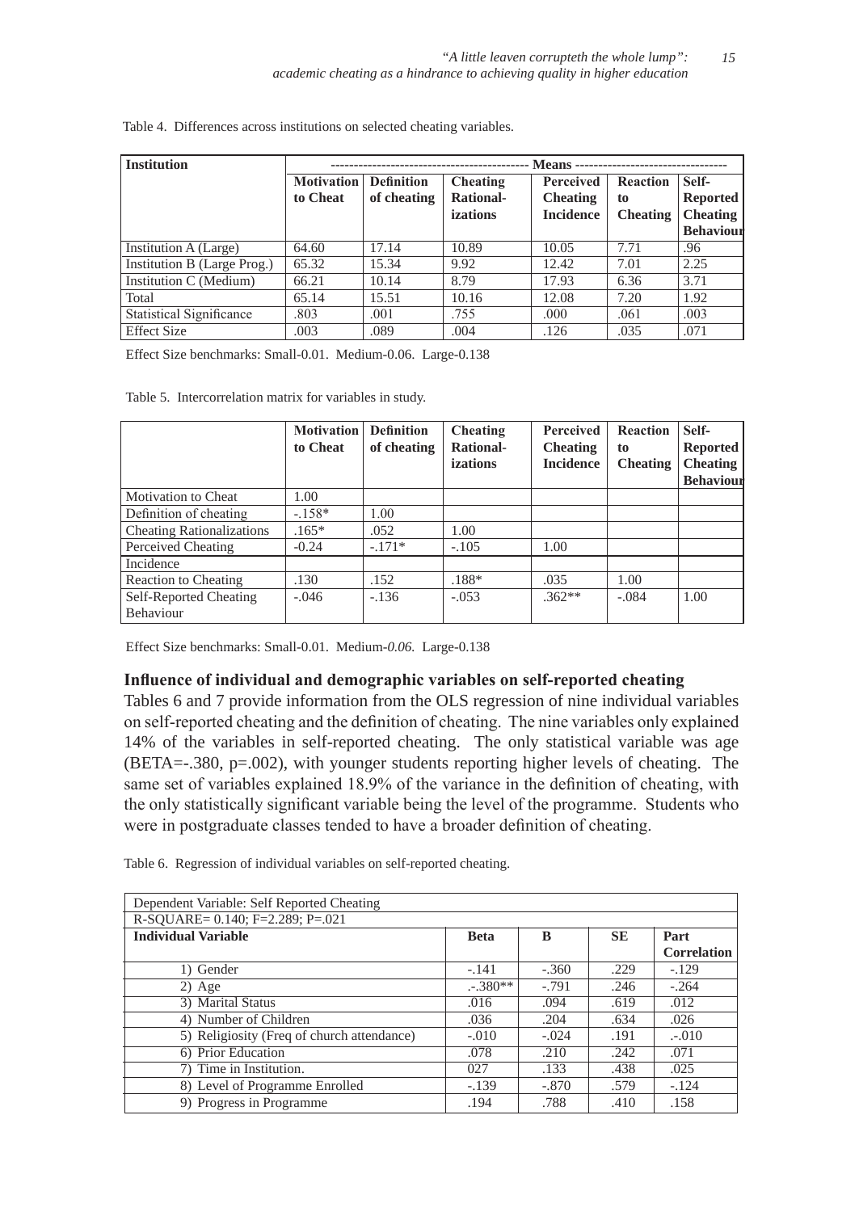Table 4. Differences across institutions on selected cheating variables.

| Institution | Means | | | | | |
|---|---|---|---|---|---|---|
| | Motivation to Cheat | Definition of cheating | Cheating Rational-izations | Perceived Cheating Incidence | Reaction to Cheating | Self-Reported Cheating Behaviour |
| Institution A (Large) | 64.60 | 17.14 | 10.89 | 10.05 | 7.71 | .96 |
| Institution B (Large Prog.) | 65.32 | 15.34 | 9.92 | 12.42 | 7.01 | 2.25 |
| Institution C (Medium) | 66.21 | 10.14 | 8.79 | 17.93 | 6.36 | 3.71 |
| Total | 65.14 | 15.51 | 10.16 | 12.08 | 7.20 | 1.92 |
| Statistical Significance | .803 | .001 | .755 | .000 | .061 | .003 |
| Effect Size | .003 | .089 | .004 | .126 | .035 | .071 |

Effect Size benchmarks: Small-0.01. Medium-0.06. Large-0.138

Table 5. Intercorrelation matrix for variables in study.

| | Motivation to Cheat | Definition of cheating | Cheating Rational-izations | Perceived Cheating Incidence | Reaction to Cheating | Self-Reported Cheating Behaviour |
|---|---|---|---|---|---|---|
| Motivation to Cheat | 1.00 | | | | | |
| Definition of cheating | -.158* | 1.00 | | | | |
| Cheating Rationalizations | .165* | .052 | 1.00 | | | |
| Perceived Cheating | -0.24 | -.171* | -.105 | 1.00 | | |
| Incidence | | | | | | |
| Reaction to Cheating | .130 | .152 | .188* | .035 | 1.00 | |
| Self-Reported Cheating Behaviour | -.046 | -.136 | -.053 | .362** | -.084 | 1.00 |

Effect Size benchmarks: Small-0.01. Medium-*0.06.* Large-0.138

## Influence of individual and demographic variables on self-reported cheating

Tables 6 and 7 provide information from the OLS regression of nine individual variables on self-reported cheating and the definition of cheating. The nine variables only explained 14% of the variables in self-reported cheating. The only statistical variable was age (BETA=-.380, p=.002), with younger students reporting higher levels of cheating. The same set of variables explained 18.9% of the variance in the definition of cheating, with the only statistically significant variable being the level of the programme. Students who were in postgraduate classes tended to have a broader definition of cheating.

Table 6. Regression of individual variables on self-reported cheating.

| Dependent Variable: Self Reported Cheating | | | | |
|---|---|---|---|---|
| R-SQUARE= 0.140; F=2.289; P=.021 | | | | |
| **Individual Variable** | **Beta** | **B** | **SE** | **Part Correlation** |
| 1) Gender | -.141 | -.360 | .229 | -.129 |
| 2) Age | .-.380** | -.791 | .246 | -.264 |
| 3) Marital Status | .016 | .094 | .619 | .012 |
| 4) Number of Children | .036 | .204 | .634 | .026 |
| 5) Religiosity (Freq of church attendance) | -.010 | -.024 | .191 | .-.010 |
| 6) Prior Education | .078 | .210 | .242 | .071 |
| 7) Time in Institution. | 027 | .133 | .438 | .025 |
| 8) Level of Programme Enrolled | -.139 | -.870 | .579 | -.124 |
| 9) Progress in Programme | .194 | .788 | .410 | .158 |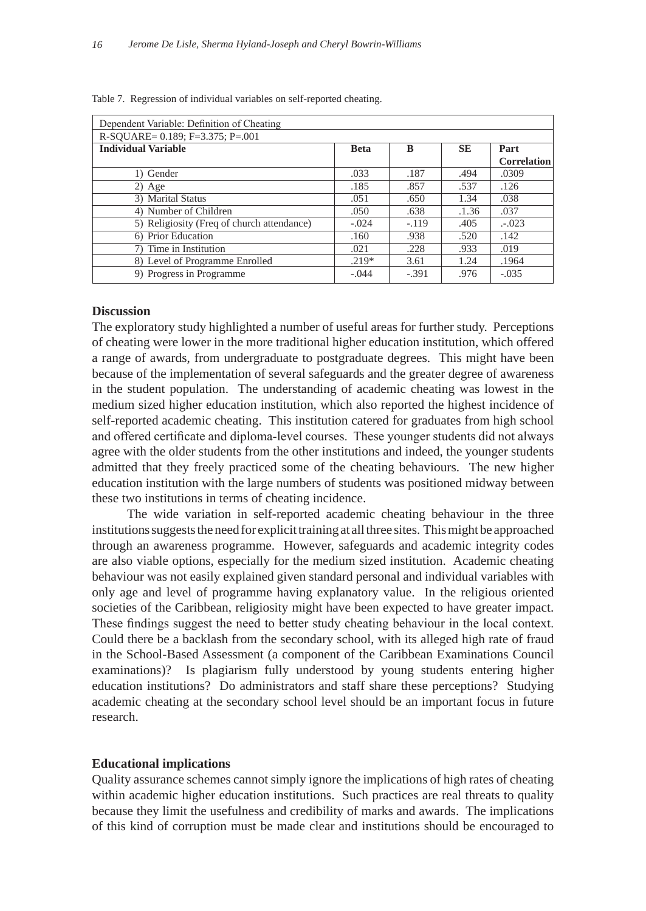Table 7. Regression of individual variables on self-reported cheating.

| Dependent Variable: Definition of Cheating | | | | |
|---|---|---|---|---|
| R-SQUARE= 0.189; F=3.375; P=.001 | | | | |
| **Individual Variable** | **Beta** | **B** | **SE** | **Part Correlation** |
| 1) Gender | .033 | .187 | .494 | .0309 |
| 2) Age | .185 | .857 | .537 | .126 |
| 3) Marital Status | .051 | .650 | 1.34 | .038 |
| 4) Number of Children | .050 | .638 | .1.36 | .037 |
| 5) Religiosity (Freq of church attendance) | -.024 | -.119 | .405 | .-.023 |
| 6) Prior Education | .160 | .938 | .520 | .142 |
| 7) Time in Institution | .021 | .228 | .933 | .019 |
| 8) Level of Programme Enrolled | .219* | 3.61 | 1.24 | .1964 |
| 9) Progress in Programme | -.044 | -.391 | .976 | -.035 |

## Discussion

The exploratory study highlighted a number of useful areas for further study. Perceptions of cheating were lower in the more traditional higher education institution, which offered a range of awards, from undergraduate to postgraduate degrees. This might have been because of the implementation of several safeguards and the greater degree of awareness in the student population. The understanding of academic cheating was lowest in the medium sized higher education institution, which also reported the highest incidence of self-reported academic cheating. This institution catered for graduates from high school and offered certificate and diploma-level courses. These younger students did not always agree with the older students from the other institutions and indeed, the younger students admitted that they freely practiced some of the cheating behaviours. The new higher education institution with the large numbers of students was positioned midway between these two institutions in terms of cheating incidence.

The wide variation in self-reported academic cheating behaviour in the three institutions suggests the need for explicit training at all three sites. This might be approached through an awareness programme. However, safeguards and academic integrity codes are also viable options, especially for the medium sized institution. Academic cheating behaviour was not easily explained given standard personal and individual variables with only age and level of programme having explanatory value. In the religious oriented societies of the Caribbean, religiosity might have been expected to have greater impact. These findings suggest the need to better study cheating behaviour in the local context. Could there be a backlash from the secondary school, with its alleged high rate of fraud in the School-Based Assessment (a component of the Caribbean Examinations Council examinations)? Is plagiarism fully understood by young students entering higher education institutions? Do administrators and staff share these perceptions? Studying academic cheating at the secondary school level should be an important focus in future research.

## Educational implications

Quality assurance schemes cannot simply ignore the implications of high rates of cheating within academic higher education institutions. Such practices are real threats to quality because they limit the usefulness and credibility of marks and awards. The implications of this kind of corruption must be made clear and institutions should be encouraged to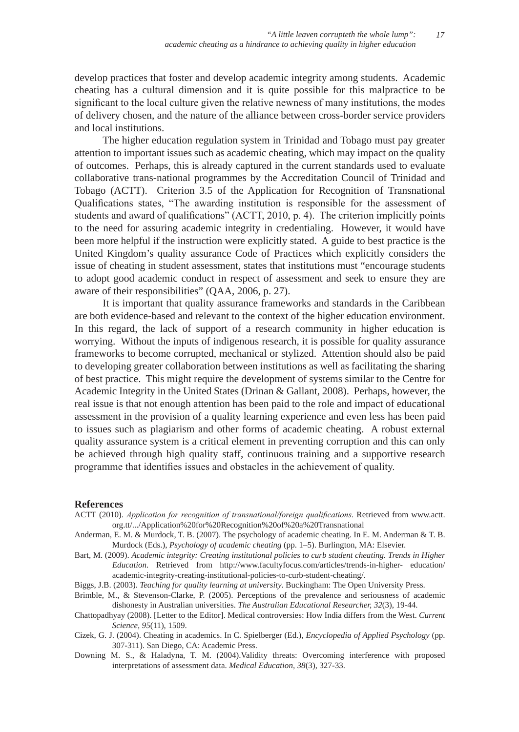develop practices that foster and develop academic integrity among students. Academic cheating has a cultural dimension and it is quite possible for this malpractice to be significant to the local culture given the relative newness of many institutions, the modes of delivery chosen, and the nature of the alliance between cross-border service providers and local institutions.

The higher education regulation system in Trinidad and Tobago must pay greater attention to important issues such as academic cheating, which may impact on the quality of outcomes. Perhaps, this is already captured in the current standards used to evaluate collaborative trans-national programmes by the Accreditation Council of Trinidad and Tobago (ACTT). Criterion 3.5 of the Application for Recognition of Transnational Qualifications states, "The awarding institution is responsible for the assessment of students and award of qualifications" (ACTT, 2010, p. 4). The criterion implicitly points to the need for assuring academic integrity in credentialing. However, it would have been more helpful if the instruction were explicitly stated. A guide to best practice is the United Kingdom's quality assurance Code of Practices which explicitly considers the issue of cheating in student assessment, states that institutions must "encourage students to adopt good academic conduct in respect of assessment and seek to ensure they are aware of their responsibilities" (QAA, 2006, p. 27).

It is important that quality assurance frameworks and standards in the Caribbean are both evidence-based and relevant to the context of the higher education environment. In this regard, the lack of support of a research community in higher education is worrying. Without the inputs of indigenous research, it is possible for quality assurance frameworks to become corrupted, mechanical or stylized. Attention should also be paid to developing greater collaboration between institutions as well as facilitating the sharing of best practice. This might require the development of systems similar to the Centre for Academic Integrity in the United States (Drinan & Gallant, 2008). Perhaps, however, the real issue is that not enough attention has been paid to the role and impact of educational assessment in the provision of a quality learning experience and even less has been paid to issues such as plagiarism and other forms of academic cheating. A robust external quality assurance system is a critical element in preventing corruption and this can only be achieved through high quality staff, continuous training and a supportive research programme that identifies issues and obstacles in the achievement of quality.

## References

ACTT (2010). *Application for recognition of transnational/foreign qualifications*. Retrieved from www.actt.org.tt/.../Application%20for%20Recognition%20of%20a%20Transnational

Anderman, E. M. & Murdock, T. B. (2007). The psychology of academic cheating. In E. M. Anderman & T. B. Murdock (Eds.), *Psychology of academic cheating* (pp. 1–5). Burlington, MA: Elsevier.

Bart, M. (2009). *Academic integrity: Creating institutional policies to curb student cheating. Trends in Higher Education*. Retrieved from http://www.facultyfocus.com/articles/trends-in-higher- education/academic-integrity-creating-institutional-policies-to-curb-student-cheating/.

Biggs, J.B. (2003). *Teaching for quality learning at university*. Buckingham: The Open University Press.

Brimble, M., & Stevenson-Clarke, P. (2005). Perceptions of the prevalence and seriousness of academic dishonesty in Australian universities. *The Australian Educational Researcher, 32*(3), 19-44.

Chattopadhyay (2008). [Letter to the Editor]. Medical controversies: How India differs from the West. *Current Science*, *95*(11), 1509.

Cizek, G. J. (2004). Cheating in academics. In C. Spielberger (Ed.), *Encyclopedia of Applied Psychology* (pp. 307-311). San Diego, CA: Academic Press.

Downing M. S., & Haladyna, T. M. (2004).Validity threats: Overcoming interference with proposed interpretations of assessment data. *Medical Education*, *38*(3), 327-33.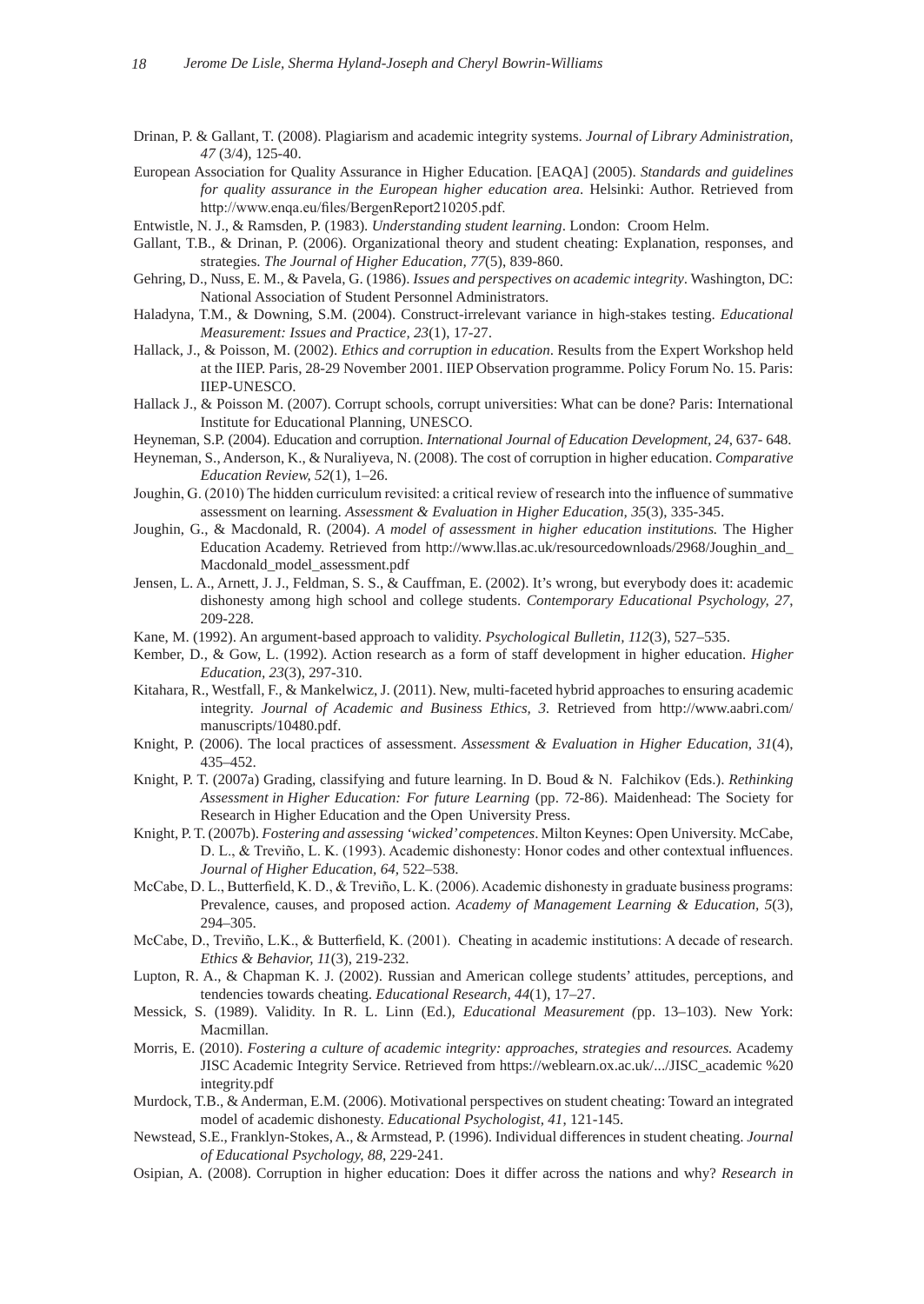Drinan, P. & Gallant, T. (2008). Plagiarism and academic integrity systems. *Journal of Library Administration, 47* (3/4), 125-40.

European Association for Quality Assurance in Higher Education. [EAQA] (2005). *Standards and guidelines for quality assurance in the European higher education area*. Helsinki: Author. Retrieved from http://www.enqa.eu/files/BergenReport210205.pdf.

Entwistle, N. J., & Ramsden, P. (1983). *Understanding student learning*. London: Croom Helm.

Gallant, T.B., & Drinan, P. (2006). Organizational theory and student cheating: Explanation, responses, and strategies. *The Journal of Higher Education, 77*(5), 839-860.

Gehring, D., Nuss, E. M., & Pavela, G. (1986). *Issues and perspectives on academic integrity*. Washington, DC: National Association of Student Personnel Administrators.

Haladyna, T.M., & Downing, S.M. (2004). Construct-irrelevant variance in high-stakes testing. *Educational Measurement: Issues and Practice, 23*(1), 17-27.

Hallack, J., & Poisson, M. (2002). *Ethics and corruption in education*. Results from the Expert Workshop held at the IIEP. Paris, 28-29 November 2001. IIEP Observation programme. Policy Forum No. 15. Paris: IIEP-UNESCO.

Hallack J., & Poisson M. (2007). Corrupt schools, corrupt universities: What can be done? Paris: International Institute for Educational Planning, UNESCO.

Heyneman, S.P. (2004). Education and corruption. *International Journal of Education Development, 24*, 637- 648.

Heyneman, S., Anderson, K., & Nuraliyeva, N. (2008). The cost of corruption in higher education. *Comparative Education Review, 52*(1), 1–26.

Joughin, G. (2010) The hidden curriculum revisited: a critical review of research into the influence of summative assessment on learning. *Assessment & Evaluation in Higher Education, 35*(3), 335-345.

Joughin, G., & Macdonald, R. (2004). *A model of assessment in higher education institutions.* The Higher Education Academy. Retrieved from http://www.llas.ac.uk/resourcedownloads/2968/Joughin_and_Macdonald_model_assessment.pdf

Jensen, L. A., Arnett, J. J., Feldman, S. S., & Cauffman, E. (2002). It's wrong, but everybody does it: academic dishonesty among high school and college students. *Contemporary Educational Psychology, 27*, 209-228.

Kane, M. (1992). An argument-based approach to validity. *Psychological Bulletin, 112*(3), 527–535.

Kember, D., & Gow, L. (1992). Action research as a form of staff development in higher education. *Higher Education, 23*(3), 297-310.

Kitahara, R., Westfall, F., & Mankelwicz, J. (2011). New, multi-faceted hybrid approaches to ensuring academic integrity. *Journal of Academic and Business Ethics, 3*. Retrieved from http://www.aabri.com/manuscripts/10480.pdf.

Knight, P. (2006). The local practices of assessment. *Assessment & Evaluation in Higher Education, 31*(4), 435–452.

Knight, P. T. (2007a) Grading, classifying and future learning. In D. Boud & N. Falchikov (Eds.). *Rethinking Assessment in Higher Education: For future Learning* (pp. 72-86). Maidenhead: The Society for Research in Higher Education and the Open University Press.

Knight, P. T. (2007b). *Fostering and assessing 'wicked' competences*. Milton Keynes: Open University. McCabe, D. L., & Treviño, L. K. (1993). Academic dishonesty: Honor codes and other contextual influences. *Journal of Higher Education, 64*, 522–538.

McCabe, D. L., Butterfield, K. D., & Treviño, L. K. (2006). Academic dishonesty in graduate business programs: Prevalence, causes, and proposed action. *Academy of Management Learning & Education, 5*(3), 294–305.

McCabe, D., Treviño, L.K., & Butterfield, K. (2001). Cheating in academic institutions: A decade of research. *Ethics & Behavior, 11*(3), 219-232.

Lupton, R. A., & Chapman K. J. (2002). Russian and American college students' attitudes, perceptions, and tendencies towards cheating. *Educational Research, 44*(1), 17–27.

Messick, S. (1989). Validity. In R. L. Linn (Ed.), *Educational Measurement (*pp. 13–103). New York: Macmillan.

Morris, E. (2010). *Fostering a culture of academic integrity: approaches, strategies and resources.* Academy JISC Academic Integrity Service. Retrieved from https://weblearn.ox.ac.uk/.../JISC_academic %20 integrity.pdf

Murdock, T.B., & Anderman, E.M. (2006). Motivational perspectives on student cheating: Toward an integrated model of academic dishonesty. *Educational Psychologist, 41*, 121-145.

Newstead, S.E., Franklyn-Stokes, A., & Armstead, P. (1996). Individual differences in student cheating. *Journal of Educational Psychology, 88*, 229-241.

Osipian, A. (2008). Corruption in higher education: Does it differ across the nations and why? *Research in*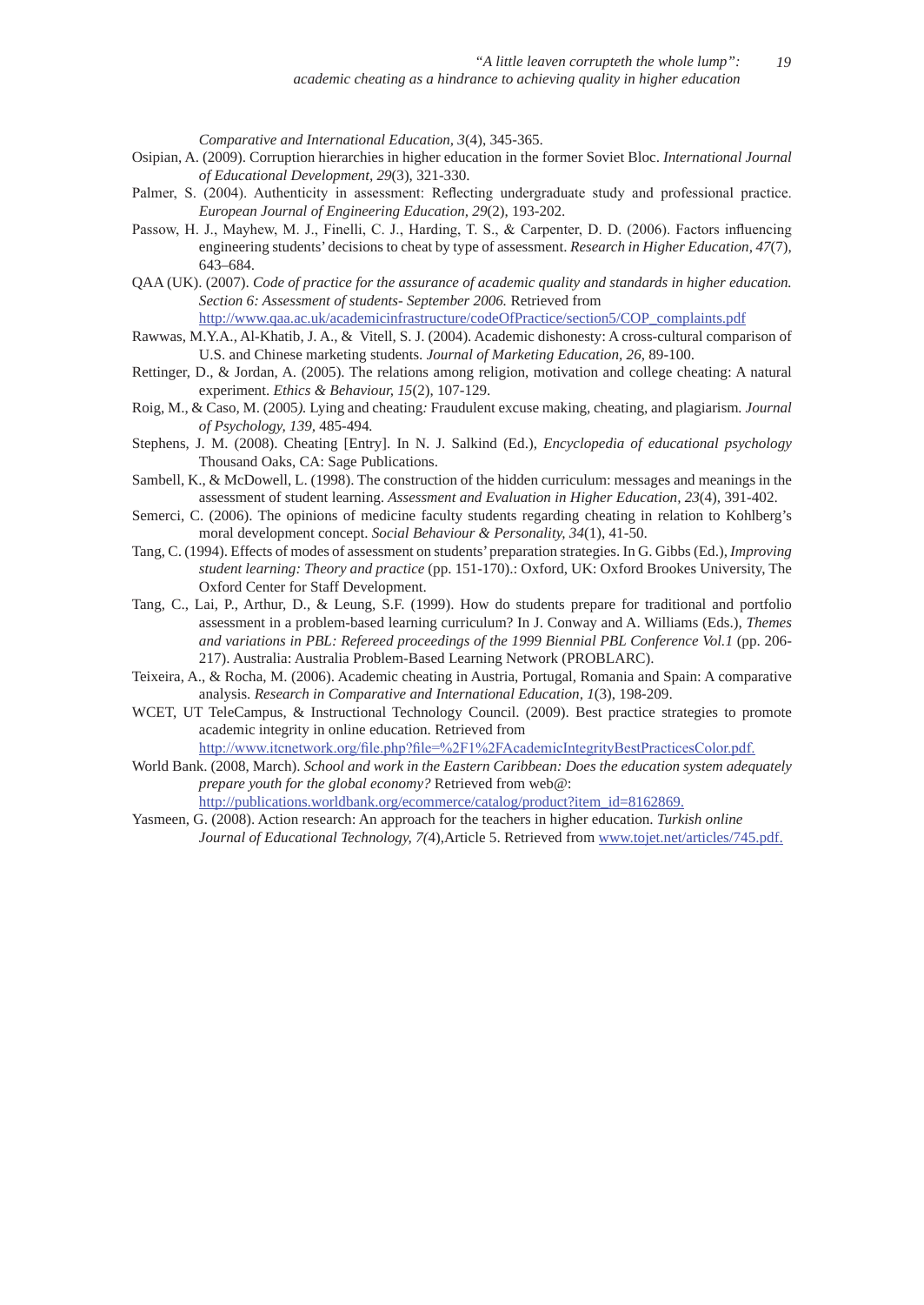Comparative and International Education, 3*(4), 345-365.

Osipian, A. (2009). Corruption hierarchies in higher education in the former Soviet Bloc. *International Journal of Educational Development, 29*(3), 321-330.

Palmer, S. (2004). Authenticity in assessment: Reflecting undergraduate study and professional practice. *European Journal of Engineering Education, 29*(2), 193-202.

Passow, H. J., Mayhew, M. J., Finelli, C. J., Harding, T. S., & Carpenter, D. D. (2006). Factors influencing engineering students' decisions to cheat by type of assessment. *Research in Higher Education, 47*(7), 643–684.

QAA (UK). (2007). *Code of practice for the assurance of academic quality and standards in higher education. Section 6: Assessment of students- September 2006.* Retrieved from http://www.qaa.ac.uk/academicinfrastructure/codeOfPractice/section5/COP_complaints.pdf

Rawwas, M.Y.A., Al-Khatib, J. A., & Vitell, S. J. (2004). Academic dishonesty: A cross-cultural comparison of U.S. and Chinese marketing students. *Journal of Marketing Education, 26*, 89-100.

Rettinger, D., & Jordan, A. (2005). The relations among religion, motivation and college cheating: A natural experiment. *Ethics & Behaviour, 15*(2), 107-129.

Roig, M., & Caso, M. (2005). Lying and cheating: Fraudulent excuse making, cheating, and plagiarism. *Journal of Psychology, 139*, 485-494.

Stephens, J. M. (2008). Cheating [Entry]. In N. J. Salkind (Ed.), *Encyclopedia of educational psychology* Thousand Oaks, CA: Sage Publications.

Sambell, K., & McDowell, L. (1998). The construction of the hidden curriculum: messages and meanings in the assessment of student learning. *Assessment and Evaluation in Higher Education, 23*(4), 391-402.

Semerci, C. (2006). The opinions of medicine faculty students regarding cheating in relation to Kohlberg's moral development concept. *Social Behaviour & Personality, 34*(1), 41-50.

Tang, C. (1994). Effects of modes of assessment on students' preparation strategies. In G. Gibbs (Ed.), *Improving student learning: Theory and practice* (pp. 151-170).: Oxford, UK: Oxford Brookes University, The Oxford Center for Staff Development.

Tang, C., Lai, P., Arthur, D., & Leung, S.F. (1999). How do students prepare for traditional and portfolio assessment in a problem-based learning curriculum? In J. Conway and A. Williams (Eds.), *Themes and variations in PBL: Refereed proceedings of the 1999 Biennial PBL Conference Vol.1* (pp. 206-217). Australia: Australia Problem-Based Learning Network (PROBLARC).

Teixeira, A., & Rocha, M. (2006). Academic cheating in Austria, Portugal, Romania and Spain: A comparative analysis. *Research in Comparative and International Education, 1*(3), 198-209.

WCET, UT TeleCampus, & Instructional Technology Council. (2009). Best practice strategies to promote academic integrity in online education. Retrieved from http://www.itcnetwork.org/file.php?file=%2F1%2FAcademicIntegrityBestPracticesColor.pdf.

World Bank. (2008, March). *School and work in the Eastern Caribbean: Does the education system adequately prepare youth for the global economy?* Retrieved from web@: http://publications.worldbank.org/ecommerce/catalog/product?item_id=8162869.

Yasmeen, G. (2008). Action research: An approach for the teachers in higher education. *Turkish online Journal of Educational Technology, 7*(4),Article 5. Retrieved from www.tojet.net/articles/745.pdf.